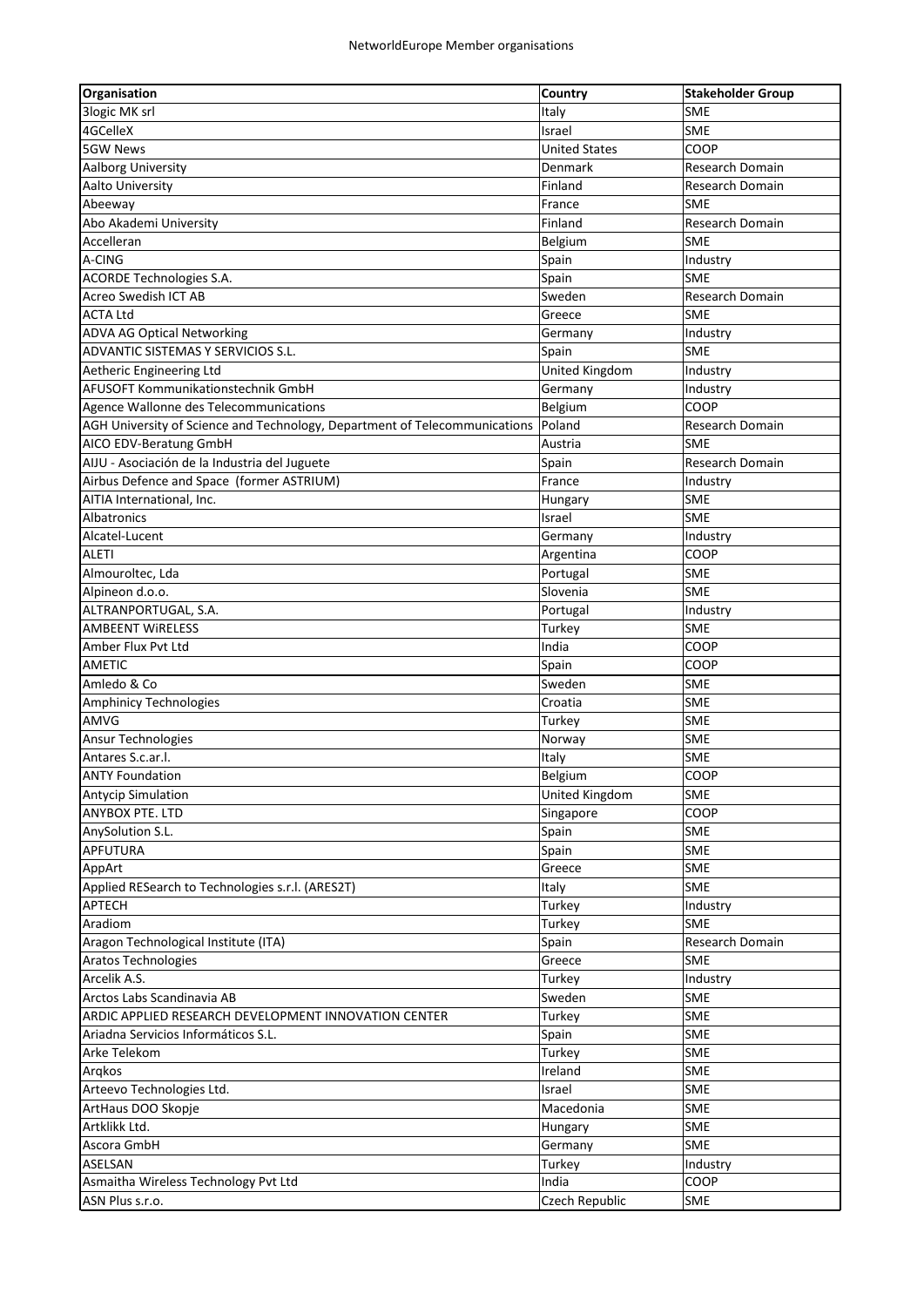NetworldEurope Member organisations

| Organisation | Country | Stakeholder Group |
|---|---|---|
| 3logic MK srl | Italy | SME |
| 4GCelleX | Israel | SME |
| 5GW News | United States | COOP |
| Aalborg University | Denmark | Research Domain |
| Aalto University | Finland | Research Domain |
| Abeeway | France | SME |
| Abo Akademi University | Finland | Research Domain |
| Accelleran | Belgium | SME |
| A-CING | Spain | Industry |
| ACORDE Technologies S.A. | Spain | SME |
| Acreo Swedish ICT AB | Sweden | Research Domain |
| ACTA Ltd | Greece | SME |
| ADVA AG Optical Networking | Germany | Industry |
| ADVANTIC SISTEMAS Y SERVICIOS S.L. | Spain | SME |
| Aetheric Engineering Ltd | United Kingdom | Industry |
| AFUSOFT Kommunikationstechnik GmbH | Germany | Industry |
| Agence Wallonne des Telecommunications | Belgium | COOP |
| AGH University of Science and Technology, Department of Telecommunications | Poland | Research Domain |
| AICO EDV-Beratung GmbH | Austria | SME |
| AIJU - Asociación de la Industria del Juguete | Spain | Research Domain |
| Airbus Defence and Space (former ASTRIUM) | France | Industry |
| AITIA International, Inc. | Hungary | SME |
| Albatronics | Israel | SME |
| Alcatel-Lucent | Germany | Industry |
| ALETI | Argentina | COOP |
| Almouroltec, Lda | Portugal | SME |
| Alpineon d.o.o. | Slovenia | SME |
| ALTRANPORTUGAL, S.A. | Portugal | Industry |
| AMBEENT WiRELESS | Turkey | SME |
| Amber Flux Pvt Ltd | India | COOP |
| AMETIC | Spain | COOP |
| Amledo & Co | Sweden | SME |
| Amphinicy Technologies | Croatia | SME |
| AMVG | Turkey | SME |
| Ansur Technologies | Norway | SME |
| Antares S.c.ar.l. | Italy | SME |
| ANTY Foundation | Belgium | COOP |
| Antycip Simulation | United Kingdom | SME |
| ANYBOX PTE. LTD | Singapore | COOP |
| AnySolution S.L. | Spain | SME |
| APFUTURA | Spain | SME |
| AppArt | Greece | SME |
| Applied RESearch to Technologies s.r.l. (ARES2T) | Italy | SME |
| APTECH | Turkey | Industry |
| Aradiom | Turkey | SME |
| Aragon Technological Institute (ITA) | Spain | Research Domain |
| Aratos Technologies | Greece | SME |
| Arcelik A.S. | Turkey | Industry |
| Arctos Labs Scandinavia AB | Sweden | SME |
| ARDIC APPLIED RESEARCH DEVELOPMENT INNOVATION CENTER | Turkey | SME |
| Ariadna Servicios Informáticos S.L. | Spain | SME |
| Arke Telekom | Turkey | SME |
| Arqkos | Ireland | SME |
| Arteevo Technologies Ltd. | Israel | SME |
| ArtHaus DOO Skopje | Macedonia | SME |
| Artklikk Ltd. | Hungary | SME |
| Ascora GmbH | Germany | SME |
| ASELSAN | Turkey | Industry |
| Asmaitha Wireless Technology Pvt Ltd | India | COOP |
| ASN Plus s.r.o. | Czech Republic | SME |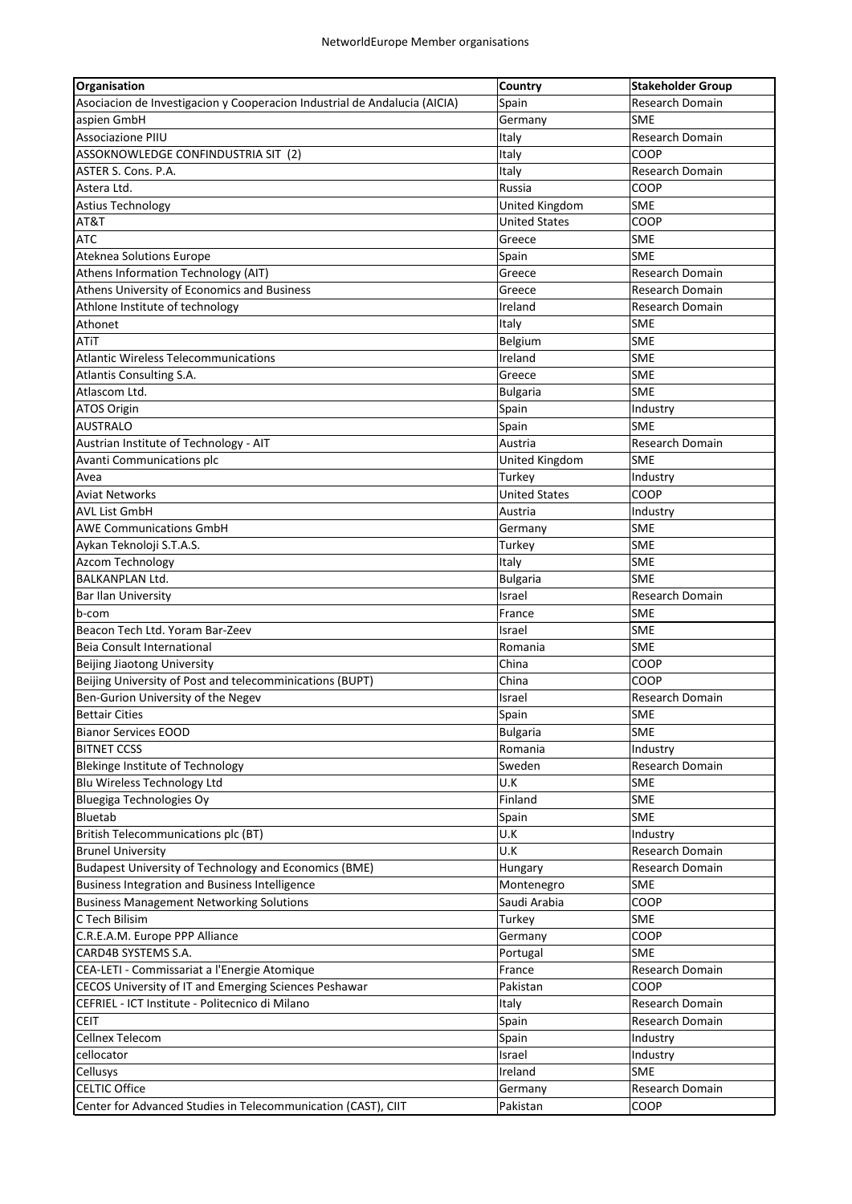| Organisation | Country | Stakeholder Group |
|---|---|---|
| Asociacion de Investigacion y Cooperacion Industrial de Andalucia (AICIA) | Spain | Research Domain |
| aspien GmbH | Germany | SME |
| Associazione PIIU | Italy | Research Domain |
| ASSOKNOWLEDGE CONFINDUSTRIA SIT (2) | Italy | COOP |
| ASTER S. Cons. P.A. | Italy | Research Domain |
| Astera Ltd. | Russia | COOP |
| Astius Technology | United Kingdom | SME |
| AT&T | United States | COOP |
| ATC | Greece | SME |
| Ateknea Solutions Europe | Spain | SME |
| Athens Information Technology (AIT) | Greece | Research Domain |
| Athens University of Economics and Business | Greece | Research Domain |
| Athlone Institute of technology | Ireland | Research Domain |
| Athonet | Italy | SME |
| ATiT | Belgium | SME |
| Atlantic Wireless Telecommunications | Ireland | SME |
| Atlantis Consulting S.A. | Greece | SME |
| Atlascom Ltd. | Bulgaria | SME |
| ATOS Origin | Spain | Industry |
| AUSTRALO | Spain | SME |
| Austrian Institute of Technology - AIT | Austria | Research Domain |
| Avanti Communications plc | United Kingdom | SME |
| Avea | Turkey | Industry |
| Aviat Networks | United States | COOP |
| AVL List GmbH | Austria | Industry |
| AWE Communications GmbH | Germany | SME |
| Aykan Teknoloji S.T.A.S. | Turkey | SME |
| Azcom Technology | Italy | SME |
| BALKANPLAN Ltd. | Bulgaria | SME |
| Bar Ilan University | Israel | Research Domain |
| b-com | France | SME |
| Beacon Tech Ltd. Yoram Bar-Zeev | Israel | SME |
| Beia Consult International | Romania | SME |
| Beijing Jiaotong University | China | COOP |
| Beijing University of Post and telecomminications (BUPT) | China | COOP |
| Ben-Gurion University of the Negev | Israel | Research Domain |
| Bettair Cities | Spain | SME |
| Bianor Services EOOD | Bulgaria | SME |
| BITNET CCSS | Romania | Industry |
| Blekinge Institute of Technology | Sweden | Research Domain |
| Blu Wireless Technology Ltd | U.K | SME |
| Bluegiga Technologies Oy | Finland | SME |
| Bluetab | Spain | SME |
| British Telecommunications plc (BT) | U.K | Industry |
| Brunel University | U.K | Research Domain |
| Budapest University of Technology and Economics (BME) | Hungary | Research Domain |
| Business Integration and Business Intelligence | Montenegro | SME |
| Business Management Networking Solutions | Saudi Arabia | COOP |
| C Tech Bilisim | Turkey | SME |
| C.R.E.A.M. Europe PPP Alliance | Germany | COOP |
| CARD4B SYSTEMS S.A. | Portugal | SME |
| CEA-LETI - Commissariat a l'Energie Atomique | France | Research Domain |
| CECOS University of IT and Emerging Sciences Peshawar | Pakistan | COOP |
| CEFRIEL - ICT Institute - Politecnico di Milano | Italy | Research Domain |
| CEIT | Spain | Research Domain |
| Cellnex Telecom | Spain | Industry |
| cellocator | Israel | Industry |
| Cellusys | Ireland | SME |
| CELTIC Office | Germany | Research Domain |
| Center for Advanced Studies in Telecommunication (CAST), CIIT | Pakistan | COOP |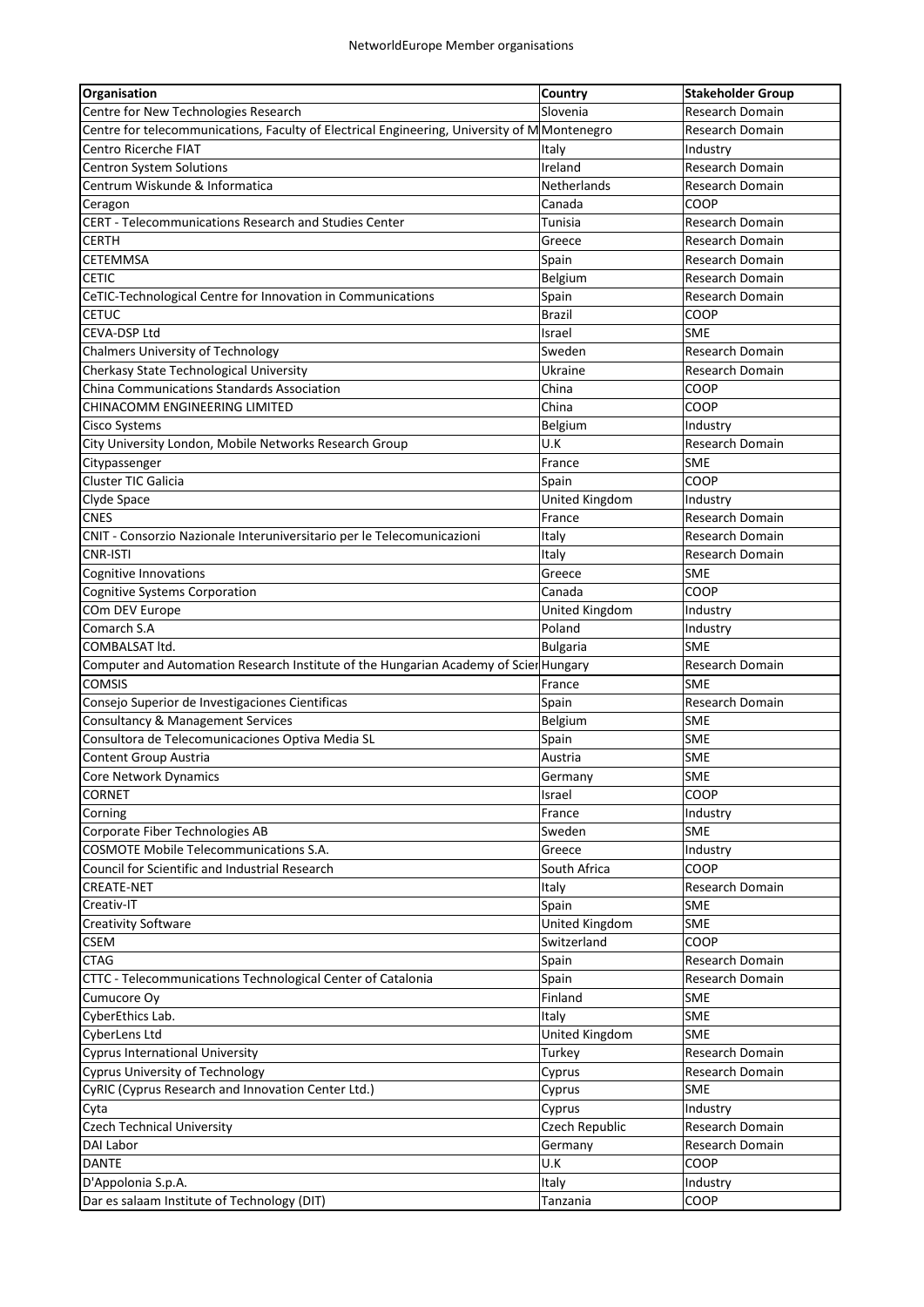NetworldEurope Member organisations

| Organisation | Country | Stakeholder Group |
|---|---|---|
| Centre for New Technologies Research | Slovenia | Research Domain |
| Centre for telecommunications, Faculty of Electrical Engineering, University of M | Montenegro | Research Domain |
| Centro Ricerche FIAT | Italy | Industry |
| Centron System Solutions | Ireland | Research Domain |
| Centrum Wiskunde & Informatica | Netherlands | Research Domain |
| Ceragon | Canada | COOP |
| CERT - Telecommunications Research and Studies Center | Tunisia | Research Domain |
| CERTH | Greece | Research Domain |
| CETEMMSA | Spain | Research Domain |
| CETIC | Belgium | Research Domain |
| CeTIC-Technological Centre for Innovation in Communications | Spain | Research Domain |
| CETUC | Brazil | COOP |
| CEVA-DSP Ltd | Israel | SME |
| Chalmers University of Technology | Sweden | Research Domain |
| Cherkasy State Technological University | Ukraine | Research Domain |
| China Communications Standards Association | China | COOP |
| CHINACOMM ENGINEERING LIMITED | China | COOP |
| Cisco Systems | Belgium | Industry |
| City University London, Mobile Networks Research Group | U.K | Research Domain |
| Citypassenger | France | SME |
| Cluster TIC Galicia | Spain | COOP |
| Clyde Space | United Kingdom | Industry |
| CNES | France | Research Domain |
| CNIT - Consorzio Nazionale Interuniversitario per le Telecomunicazioni | Italy | Research Domain |
| CNR-ISTI | Italy | Research Domain |
| Cognitive Innovations | Greece | SME |
| Cognitive Systems Corporation | Canada | COOP |
| COm DEV Europe | United Kingdom | Industry |
| Comarch S.A | Poland | Industry |
| COMBALSAT ltd. | Bulgaria | SME |
| Computer and Automation Research Institute of the Hungarian Academy of Scier | Hungary | Research Domain |
| COMSIS | France | SME |
| Consejo Superior de Investigaciones Cientificas | Spain | Research Domain |
| Consultancy & Management Services | Belgium | SME |
| Consultora de Telecomunicaciones Optiva Media SL | Spain | SME |
| Content Group Austria | Austria | SME |
| Core Network Dynamics | Germany | SME |
| CORNET | Israel | COOP |
| Corning | France | Industry |
| Corporate Fiber Technologies AB | Sweden | SME |
| COSMOTE Mobile Telecommunications S.A. | Greece | Industry |
| Council for Scientific and Industrial Research | South Africa | COOP |
| CREATE-NET | Italy | Research Domain |
| Creativ-IT | Spain | SME |
| Creativity Software | United Kingdom | SME |
| CSEM | Switzerland | COOP |
| CTAG | Spain | Research Domain |
| CTTC - Telecommunications Technological Center of Catalonia | Spain | Research Domain |
| Cumucore Oy | Finland | SME |
| CyberEthics Lab. | Italy | SME |
| CyberLens Ltd | United Kingdom | SME |
| Cyprus International University | Turkey | Research Domain |
| Cyprus University of Technology | Cyprus | Research Domain |
| CyRIC (Cyprus Research and Innovation Center Ltd.) | Cyprus | SME |
| Cyta | Cyprus | Industry |
| Czech Technical University | Czech Republic | Research Domain |
| DAI Labor | Germany | Research Domain |
| DANTE | U.K | COOP |
| D'Appolonia S.p.A. | Italy | Industry |
| Dar es salaam Institute of Technology (DIT) | Tanzania | COOP |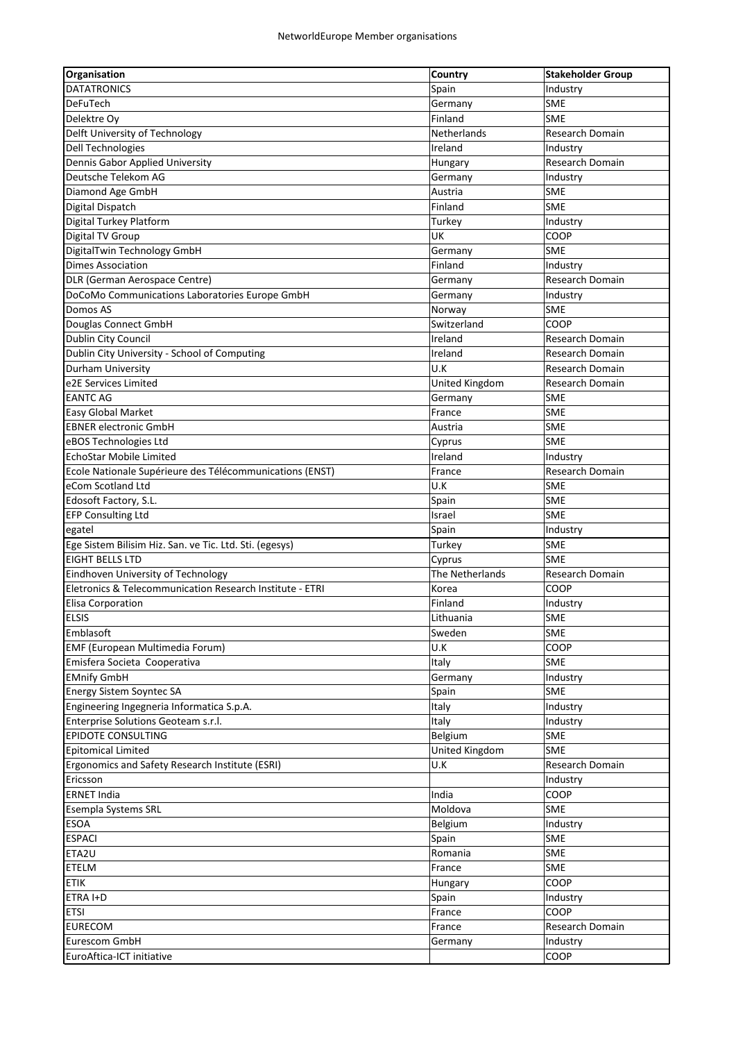| Organisation | Country | Stakeholder Group |
| --- | --- | --- |
| DATATRONICS | Spain | Industry |
| DeFuTech | Germany | SME |
| Delektre Oy | Finland | SME |
| Delft University of Technology | Netherlands | Research Domain |
| Dell Technologies | Ireland | Industry |
| Dennis Gabor Applied University | Hungary | Research Domain |
| Deutsche Telekom AG | Germany | Industry |
| Diamond Age GmbH | Austria | SME |
| Digital Dispatch | Finland | SME |
| Digital Turkey Platform | Turkey | Industry |
| Digital TV Group | UK | COOP |
| DigitalTwin Technology GmbH | Germany | SME |
| Dimes Association | Finland | Industry |
| DLR (German Aerospace Centre) | Germany | Research Domain |
| DoCoMo Communications Laboratories Europe GmbH | Germany | Industry |
| Domos AS | Norway | SME |
| Douglas Connect GmbH | Switzerland | COOP |
| Dublin City Council | Ireland | Research Domain |
| Dublin City University - School of Computing | Ireland | Research Domain |
| Durham University | U.K | Research Domain |
| e2E Services Limited | United Kingdom | Research Domain |
| EANTC AG | Germany | SME |
| Easy Global Market | France | SME |
| EBNER electronic GmbH | Austria | SME |
| eBOS Technologies Ltd | Cyprus | SME |
| EchoStar Mobile Limited | Ireland | Industry |
| Ecole Nationale Supérieure des Télécommunications (ENST) | France | Research Domain |
| eCom Scotland Ltd | U.K | SME |
| Edosoft Factory, S.L. | Spain | SME |
| EFP Consulting Ltd | Israel | SME |
| egatel | Spain | Industry |
| Ege Sistem Bilisim Hiz. San. ve Tic. Ltd. Sti. (egesys) | Turkey | SME |
| EIGHT BELLS LTD | Cyprus | SME |
| Eindhoven University of Technology | The Netherlands | Research Domain |
| Eletronics & Telecommunication Research Institute - ETRI | Korea | COOP |
| Elisa Corporation | Finland | Industry |
| ELSIS | Lithuania | SME |
| Emblasoft | Sweden | SME |
| EMF (European Multimedia Forum) | U.K | COOP |
| Emisfera Societa Cooperativa | Italy | SME |
| EMnify GmbH | Germany | Industry |
| Energy Sistem Soyntec SA | Spain | SME |
| Engineering Ingegneria Informatica S.p.A. | Italy | Industry |
| Enterprise Solutions Geoteam s.r.l. | Italy | Industry |
| EPIDOTE CONSULTING | Belgium | SME |
| Epitomical Limited | United Kingdom | SME |
| Ergonomics and Safety Research Institute (ESRI) | U.K | Research Domain |
| Ericsson | | Industry |
| ERNET India | India | COOP |
| Esempla Systems SRL | Moldova | SME |
| ESOA | Belgium | Industry |
| ESPACI | Spain | SME |
| ETA2U | Romania | SME |
| ETELM | France | SME |
| ETIK | Hungary | COOP |
| ETRA I+D | Spain | Industry |
| ETSI | France | COOP |
| EURECOM | France | Research Domain |
| Eurescom GmbH | Germany | Industry |
| EuroAftica-ICT initiative | | COOP |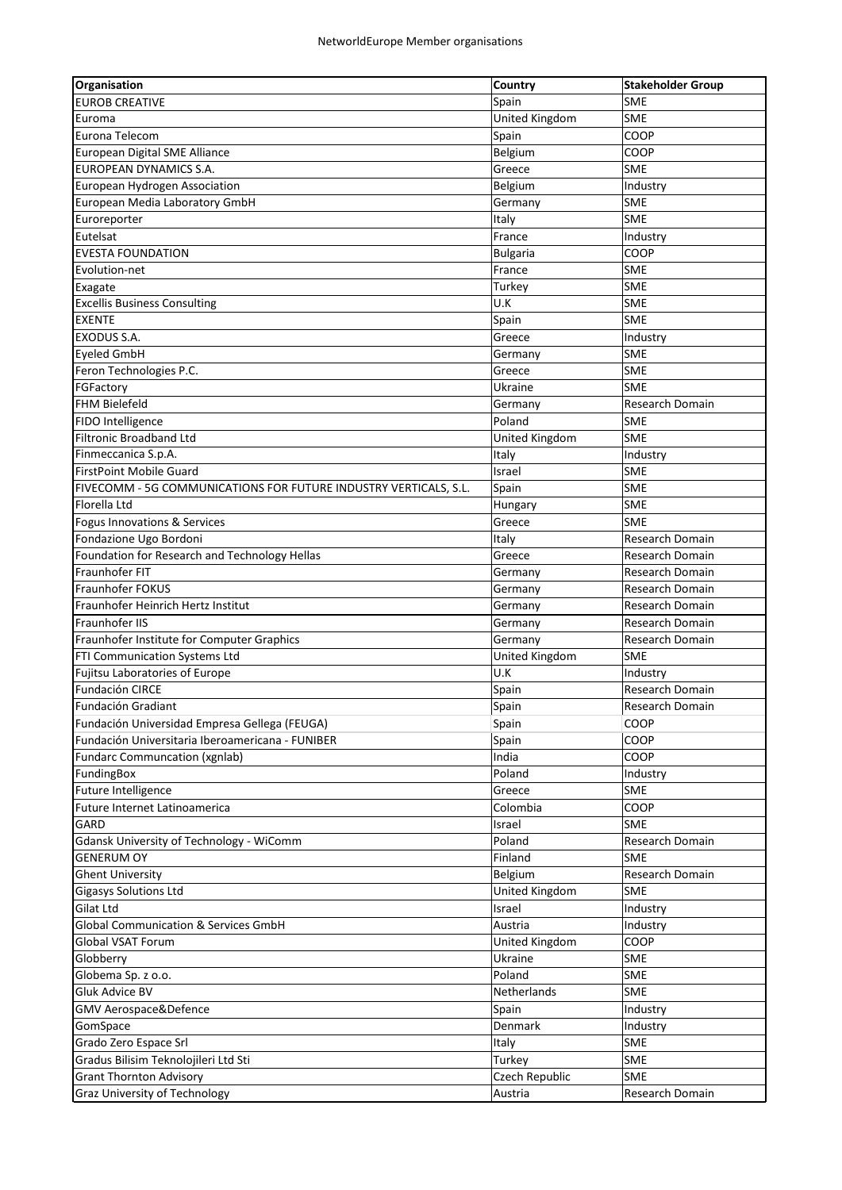| Organisation | Country | Stakeholder Group |
|---|---|---|
| EUROB CREATIVE | Spain | SME |
| Euroma | United Kingdom | SME |
| Eurona Telecom | Spain | COOP |
| European Digital SME Alliance | Belgium | COOP |
| EUROPEAN DYNAMICS S.A. | Greece | SME |
| European Hydrogen Association | Belgium | Industry |
| European Media Laboratory GmbH | Germany | SME |
| Euroreporter | Italy | SME |
| Eutelsat | France | Industry |
| EVESTA FOUNDATION | Bulgaria | COOP |
| Evolution-net | France | SME |
| Exagate | Turkey | SME |
| Excellis Business Consulting | U.K | SME |
| EXENTE | Spain | SME |
| EXODUS S.A. | Greece | Industry |
| Eyeled GmbH | Germany | SME |
| Feron Technologies P.C. | Greece | SME |
| FGFactory | Ukraine | SME |
| FHM Bielefeld | Germany | Research Domain |
| FIDO Intelligence | Poland | SME |
| Filtronic Broadband Ltd | United Kingdom | SME |
| Finmeccanica S.p.A. | Italy | Industry |
| FirstPoint Mobile Guard | Israel | SME |
| FIVECOMM - 5G COMMUNICATIONS FOR FUTURE INDUSTRY VERTICALS, S.L. | Spain | SME |
| Florella Ltd | Hungary | SME |
| Fogus Innovations & Services | Greece | SME |
| Fondazione Ugo Bordoni | Italy | Research Domain |
| Foundation for Research and Technology Hellas | Greece | Research Domain |
| Fraunhofer FIT | Germany | Research Domain |
| Fraunhofer FOKUS | Germany | Research Domain |
| Fraunhofer Heinrich Hertz Institut | Germany | Research Domain |
| Fraunhofer IIS | Germany | Research Domain |
| Fraunhofer Institute for Computer Graphics | Germany | Research Domain |
| FTI Communication Systems Ltd | United Kingdom | SME |
| Fujitsu Laboratories of Europe | U.K | Industry |
| Fundación CIRCE | Spain | Research Domain |
| Fundación Gradiant | Spain | Research Domain |
| Fundación Universidad Empresa Gellega (FEUGA) | Spain | COOP |
| Fundación Universitaria Iberoamericana - FUNIBER | Spain | COOP |
| Fundarc Communcation (xgnlab) | India | COOP |
| FundingBox | Poland | Industry |
| Future Intelligence | Greece | SME |
| Future Internet Latinoamerica | Colombia | COOP |
| GARD | Israel | SME |
| Gdansk University of Technology - WiComm | Poland | Research Domain |
| GENERUM OY | Finland | SME |
| Ghent University | Belgium | Research Domain |
| Gigasys Solutions Ltd | United Kingdom | SME |
| Gilat Ltd | Israel | Industry |
| Global Communication & Services GmbH | Austria | Industry |
| Global VSAT Forum | United Kingdom | COOP |
| Globberry | Ukraine | SME |
| Globema Sp. z o.o. | Poland | SME |
| Gluk Advice BV | Netherlands | SME |
| GMV Aerospace&Defence | Spain | Industry |
| GomSpace | Denmark | Industry |
| Grado Zero Espace Srl | Italy | SME |
| Gradus Bilisim Teknolojileri Ltd Sti | Turkey | SME |
| Grant Thornton Advisory | Czech Republic | SME |
| Graz University of Technology | Austria | Research Domain |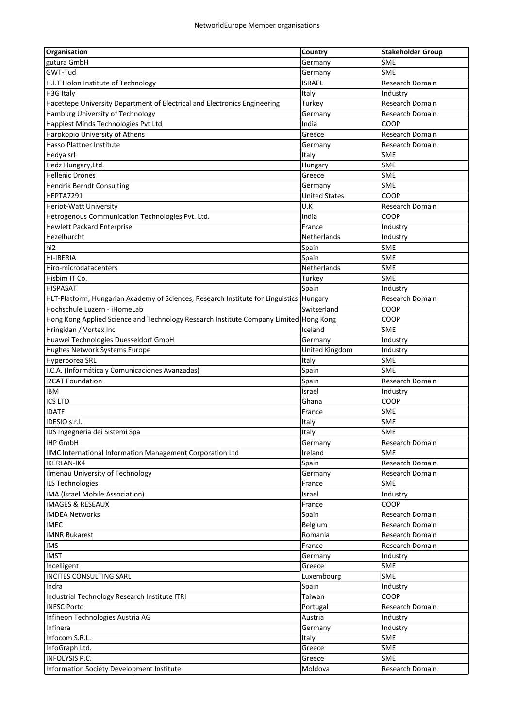| Organisation | Country | Stakeholder Group |
|---|---|---|
| gutura GmbH | Germany | SME |
| GWT-Tud | Germany | SME |
| H.I.T Holon Institute of Technology | ISRAEL | Research Domain |
| H3G Italy | Italy | Industry |
| Hacettepe University Department of Electrical and Electronics Engineering | Turkey | Research Domain |
| Hamburg University of Technology | Germany | Research Domain |
| Happiest Minds Technologies Pvt Ltd | India | COOP |
| Harokopio University of Athens | Greece | Research Domain |
| Hasso Plattner Institute | Germany | Research Domain |
| Hedya srl | Italy | SME |
| Hedz Hungary,Ltd. | Hungary | SME |
| Hellenic Drones | Greece | SME |
| Hendrik Berndt Consulting | Germany | SME |
| HEPTA7291 | United States | COOP |
| Heriot-Watt University | U.K | Research Domain |
| Hetrogenous Communication Technologies Pvt. Ltd. | India | COOP |
| Hewlett Packard Enterprise | France | Industry |
| Hezelburcht | Netherlands | Industry |
| hi2 | Spain | SME |
| HI-IBERIA | Spain | SME |
| Hiro-microdatacenters | Netherlands | SME |
| Hisbim IT Co. | Turkey | SME |
| HISPASAT | Spain | Industry |
| HLT-Platform, Hungarian Academy of Sciences, Research Institute for Linguistics | Hungary | Research Domain |
| Hochschule Luzern - iHomeLab | Switzerland | COOP |
| Hong Kong Applied Science and Technology Research Institute Company Limited | Hong Kong | COOP |
| Hringidan / Vortex Inc | Iceland | SME |
| Huawei Technologies Duesseldorf GmbH | Germany | Industry |
| Hughes Network Systems Europe | United Kingdom | Industry |
| Hyperborea SRL | Italy | SME |
| I.C.A. (Informática y Comunicaciones Avanzadas) | Spain | SME |
| i2CAT Foundation | Spain | Research Domain |
| IBM | Israel | Industry |
| ICS LTD | Ghana | COOP |
| IDATE | France | SME |
| IDESIO s.r.l. | Italy | SME |
| IDS Ingegneria dei Sistemi Spa | Italy | SME |
| IHP GmbH | Germany | Research Domain |
| IIMC International Information Management Corporation Ltd | Ireland | SME |
| IKERLAN-IK4 | Spain | Research Domain |
| Ilmenau University of Technology | Germany | Research Domain |
| ILS Technologies | France | SME |
| IMA (Israel Mobile Association) | Israel | Industry |
| IMAGES & RESEAUX | France | COOP |
| IMDEA Networks | Spain | Research Domain |
| IMEC | Belgium | Research Domain |
| IMNR Bukarest | Romania | Research Domain |
| IMS | France | Research Domain |
| IMST | Germany | Industry |
| Incelligent | Greece | SME |
| INCITES CONSULTING SARL | Luxembourg | SME |
| Indra | Spain | Industry |
| Industrial Technology Research Institute ITRI | Taiwan | COOP |
| INESC Porto | Portugal | Research Domain |
| Infineon Technologies Austria AG | Austria | Industry |
| Infinera | Germany | Industry |
| Infocom S.R.L. | Italy | SME |
| InfoGraph Ltd. | Greece | SME |
| INFOLYSIS P.C. | Greece | SME |
| Information Society Development Institute | Moldova | Research Domain |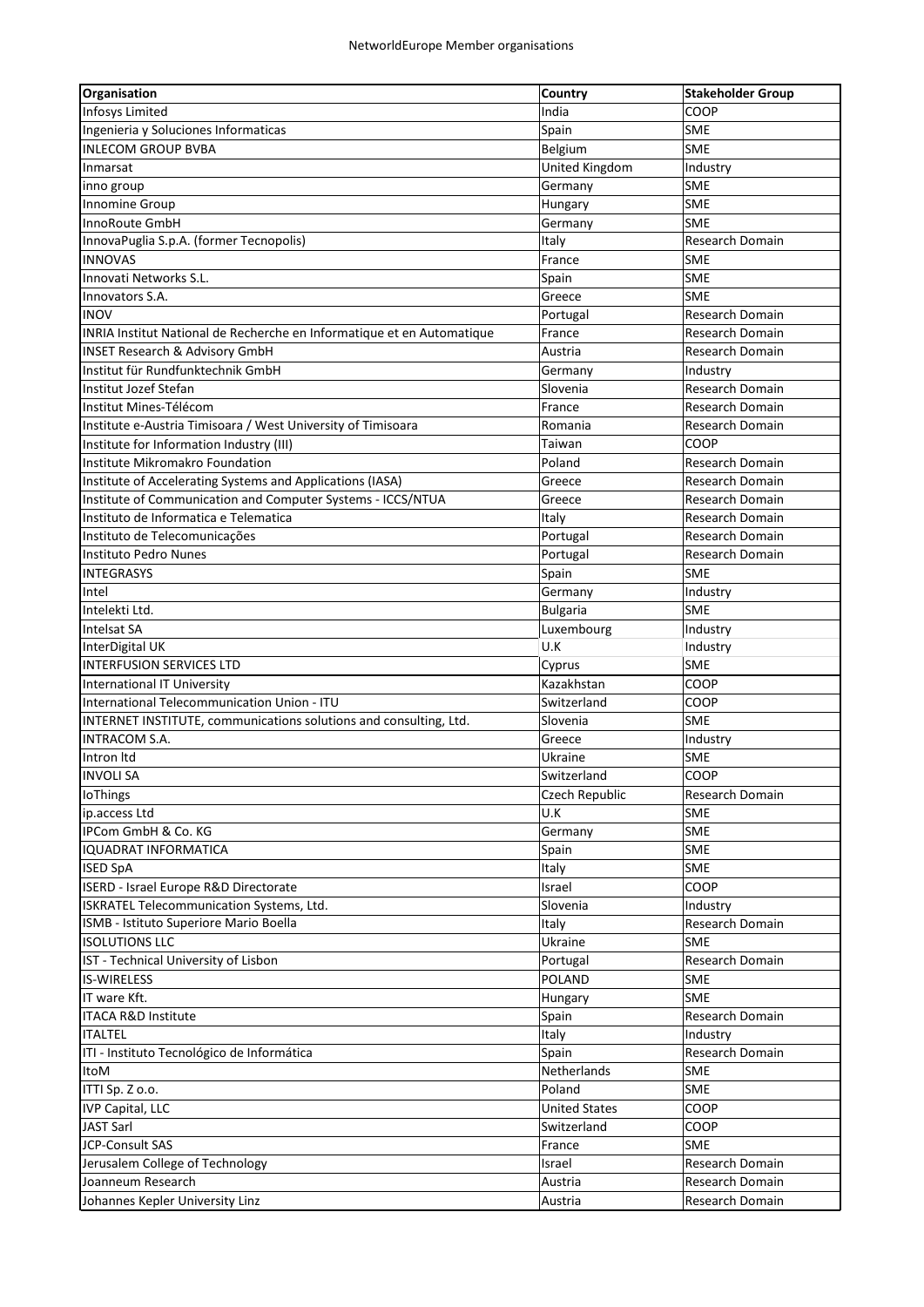NetworldEurope Member organisations

| Organisation | Country | Stakeholder Group |
|---|---|---|
| Infosys Limited | India | COOP |
| Ingenieria y Soluciones Informaticas | Spain | SME |
| INLECOM GROUP BVBA | Belgium | SME |
| Inmarsat | United Kingdom | Industry |
| inno group | Germany | SME |
| Innomine Group | Hungary | SME |
| InnoRoute GmbH | Germany | SME |
| InnovaPuglia S.p.A. (former Tecnopolis) | Italy | Research Domain |
| INNOVAS | France | SME |
| Innovati Networks S.L. | Spain | SME |
| Innovators S.A. | Greece | SME |
| INOV | Portugal | Research Domain |
| INRIA Institut National de Recherche en Informatique et en Automatique | France | Research Domain |
| INSET Research & Advisory GmbH | Austria | Research Domain |
| Institut für Rundfunktechnik GmbH | Germany | Industry |
| Institut Jozef Stefan | Slovenia | Research Domain |
| Institut Mines-Télécom | France | Research Domain |
| Institute e-Austria Timisoara / West University of Timisoara | Romania | Research Domain |
| Institute for Information Industry (III) | Taiwan | COOP |
| Institute Mikromakro Foundation | Poland | Research Domain |
| Institute of Accelerating Systems and Applications (IASA) | Greece | Research Domain |
| Institute of Communication and Computer Systems - ICCS/NTUA | Greece | Research Domain |
| Instituto de Informatica e Telematica | Italy | Research Domain |
| Instituto de Telecomunicações | Portugal | Research Domain |
| Instituto Pedro Nunes | Portugal | Research Domain |
| INTEGRASYS | Spain | SME |
| Intel | Germany | Industry |
| Intelekti Ltd. | Bulgaria | SME |
| Intelsat SA | Luxembourg | Industry |
| InterDigital UK | U.K | Industry |
| INTERFUSION SERVICES LTD | Cyprus | SME |
| International IT University | Kazakhstan | COOP |
| International Telecommunication Union - ITU | Switzerland | COOP |
| INTERNET INSTITUTE, communications solutions and consulting, Ltd. | Slovenia | SME |
| INTRACOM S.A. | Greece | Industry |
| Intron ltd | Ukraine | SME |
| INVOLI SA | Switzerland | COOP |
| IoThings | Czech Republic | Research Domain |
| ip.access Ltd | U.K | SME |
| IPCom GmbH & Co. KG | Germany | SME |
| IQUADRAT INFORMATICA | Spain | SME |
| ISED SpA | Italy | SME |
| ISERD - Israel Europe R&D Directorate | Israel | COOP |
| ISKRATEL Telecommunication Systems, Ltd. | Slovenia | Industry |
| ISMB - Istituto Superiore Mario Boella | Italy | Research Domain |
| ISOLUTIONS LLC | Ukraine | SME |
| IST - Technical University of Lisbon | Portugal | Research Domain |
| IS-WIRELESS | POLAND | SME |
| IT ware Kft. | Hungary | SME |
| ITACA R&D Institute | Spain | Research Domain |
| ITALTEL | Italy | Industry |
| ITI - Instituto Tecnológico de Informática | Spain | Research Domain |
| ItoM | Netherlands | SME |
| ITTI Sp. Z o.o. | Poland | SME |
| IVP Capital, LLC | United States | COOP |
| JAST Sarl | Switzerland | COOP |
| JCP-Consult SAS | France | SME |
| Jerusalem College of Technology | Israel | Research Domain |
| Joanneum Research | Austria | Research Domain |
| Johannes Kepler University Linz | Austria | Research Domain |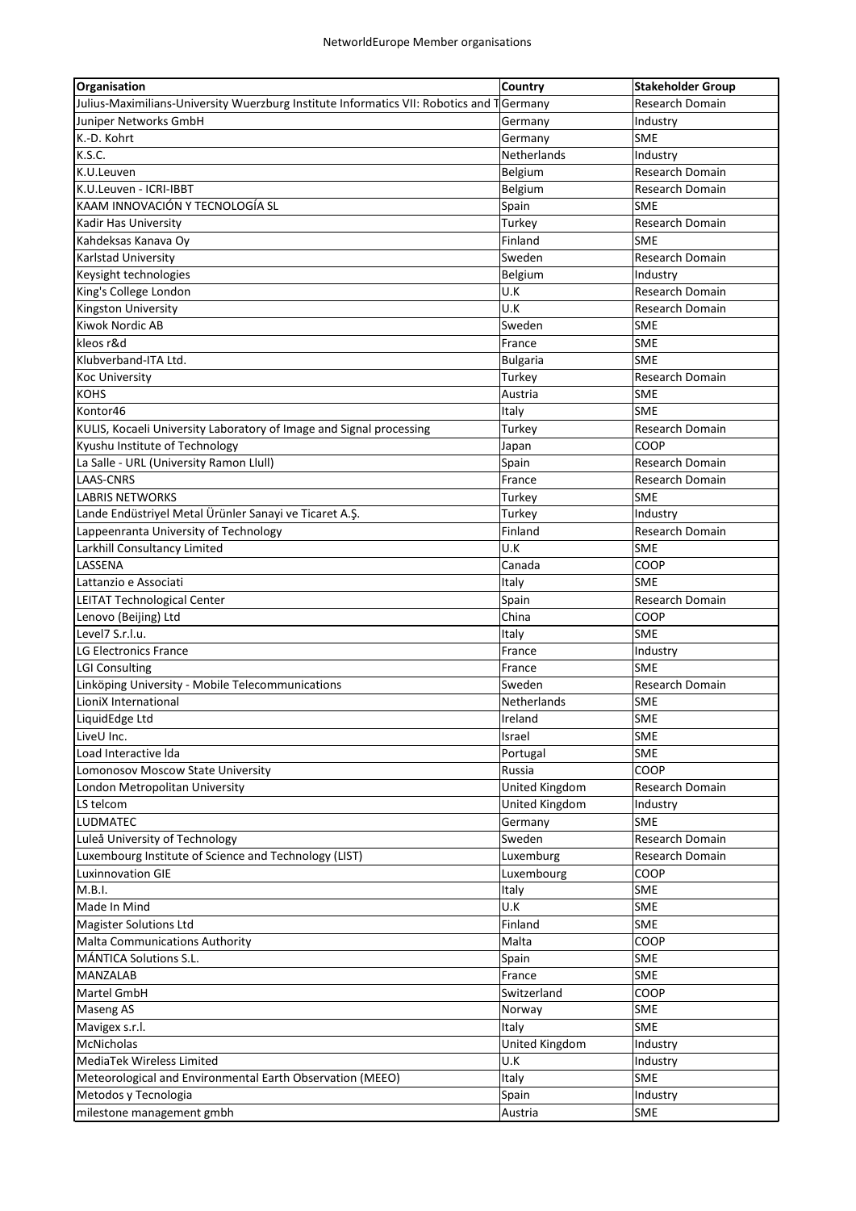NetworldEurope Member organisations

| Organisation | Country | Stakeholder Group |
| --- | --- | --- |
| Julius-Maximilians-University Wuerzburg Institute Informatics VII: Robotics and T | Germany | Research Domain |
| Juniper Networks GmbH | Germany | Industry |
| K.-D. Kohrt | Germany | SME |
| K.S.C. | Netherlands | Industry |
| K.U.Leuven | Belgium | Research Domain |
| K.U.Leuven - ICRI-IBBT | Belgium | Research Domain |
| KAAM INNOVACIÓN Y TECNOLOGÍA SL | Spain | SME |
| Kadir Has University | Turkey | Research Domain |
| Kahdeksas Kanava Oy | Finland | SME |
| Karlstad University | Sweden | Research Domain |
| Keysight technologies | Belgium | Industry |
| King's College London | U.K | Research Domain |
| Kingston University | U.K | Research Domain |
| Kiwok Nordic AB | Sweden | SME |
| kleos r&d | France | SME |
| Klubverband-ITA Ltd. | Bulgaria | SME |
| Koc University | Turkey | Research Domain |
| KOHS | Austria | SME |
| Kontor46 | Italy | SME |
| KULIS, Kocaeli University Laboratory of Image and Signal processing | Turkey | Research Domain |
| Kyushu Institute of Technology | Japan | COOP |
| La Salle - URL (University Ramon Llull) | Spain | Research Domain |
| LAAS-CNRS | France | Research Domain |
| LABRIS NETWORKS | Turkey | SME |
| Lande Endüstriyel Metal Ürünler Sanayi ve Ticaret A.Ş. | Turkey | Industry |
| Lappeenranta University of Technology | Finland | Research Domain |
| Larkhill Consultancy Limited | U.K | SME |
| LASSENA | Canada | COOP |
| Lattanzio e Associati | Italy | SME |
| LEITAT Technological Center | Spain | Research Domain |
| Lenovo (Beijing) Ltd | China | COOP |
| Level7 S.r.l.u. | Italy | SME |
| LG Electronics France | France | Industry |
| LGI Consulting | France | SME |
| Linköping University - Mobile Telecommunications | Sweden | Research Domain |
| LioniX International | Netherlands | SME |
| LiquidEdge Ltd | Ireland | SME |
| LiveU Inc. | Israel | SME |
| Load Interactive lda | Portugal | SME |
| Lomonosov Moscow State University | Russia | COOP |
| London Metropolitan University | United Kingdom | Research Domain |
| LS telcom | United Kingdom | Industry |
| LUDMATEC | Germany | SME |
| Luleå University of Technology | Sweden | Research Domain |
| Luxembourg Institute of Science and Technology (LIST) | Luxemburg | Research Domain |
| Luxinnovation GIE | Luxembourg | COOP |
| M.B.I. | Italy | SME |
| Made In Mind | U.K | SME |
| Magister Solutions Ltd | Finland | SME |
| Malta Communications Authority | Malta | COOP |
| MÁNTICA Solutions S.L. | Spain | SME |
| MANZALAB | France | SME |
| Martel GmbH | Switzerland | COOP |
| Maseng AS | Norway | SME |
| Mavigex s.r.l. | Italy | SME |
| McNicholas | United Kingdom | Industry |
| MediaTek Wireless Limited | U.K | Industry |
| Meteorological and Environmental Earth Observation (MEEO) | Italy | SME |
| Metodos y Tecnologia | Spain | Industry |
| milestone management gmbh | Austria | SME |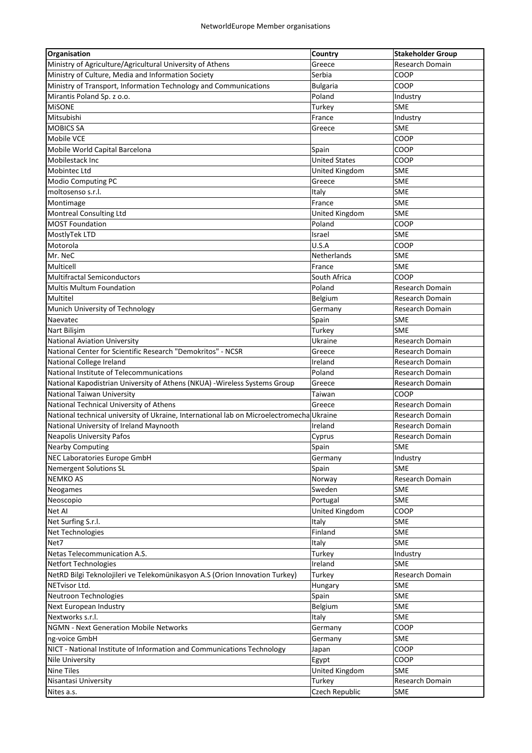| Organisation | Country | Stakeholder Group |
|---|---|---|
| Ministry of Agriculture/Agricultural University of Athens | Greece | Research Domain |
| Ministry of Culture, Media and Information Society | Serbia | COOP |
| Ministry of Transport, Information Technology and Communications | Bulgaria | COOP |
| Mirantis Poland Sp. z o.o. | Poland | Industry |
| MiSONE | Turkey | SME |
| Mitsubishi | France | Industry |
| MOBICS SA | Greece | SME |
| Mobile VCE | | COOP |
| Mobile World Capital Barcelona | Spain | COOP |
| Mobilestack Inc | United States | COOP |
| Mobintec Ltd | United Kingdom | SME |
| Modio Computing PC | Greece | SME |
| moltosenso s.r.l. | Italy | SME |
| Montimage | France | SME |
| Montreal Consulting Ltd | United Kingdom | SME |
| MOST Foundation | Poland | COOP |
| MostlyTek LTD | Israel | SME |
| Motorola | U.S.A | COOP |
| Mr. NeC | Netherlands | SME |
| Multicell | France | SME |
| Multifractal Semiconductors | South Africa | COOP |
| Multis Multum Foundation | Poland | Research Domain |
| Multitel | Belgium | Research Domain |
| Munich University of Technology | Germany | Research Domain |
| Naevatec | Spain | SME |
| Nart Bilişim | Turkey | SME |
| National Aviation University | Ukraine | Research Domain |
| National Center for Scientific Research "Demokritos" - NCSR | Greece | Research Domain |
| National College Ireland | Ireland | Research Domain |
| National Institute of Telecommunications | Poland | Research Domain |
| National Kapodistrian University of Athens (NKUA) -Wireless Systems Group | Greece | Research Domain |
| National Taiwan University | Taiwan | COOP |
| National Technical University of Athens | Greece | Research Domain |
| National technical university of Ukraine, International lab on Microelectromecha | Ukraine | Research Domain |
| National University of Ireland Maynooth | Ireland | Research Domain |
| Neapolis University Pafos | Cyprus | Research Domain |
| Nearby Computing | Spain | SME |
| NEC Laboratories Europe GmbH | Germany | Industry |
| Nemergent Solutions SL | Spain | SME |
| NEMKO AS | Norway | Research Domain |
| Neogames | Sweden | SME |
| Neoscopio | Portugal | SME |
| Net AI | United Kingdom | COOP |
| Net Surfing S.r.l. | Italy | SME |
| Net Technologies | Finland | SME |
| Net7 | Italy | SME |
| Netas Telecommunication A.S. | Turkey | Industry |
| Netfort Technologies | Ireland | SME |
| NetRD Bilgi Teknolojileri ve Telekomünikasyon A.S (Orion Innovation Turkey) | Turkey | Research Domain |
| NETvisor Ltd. | Hungary | SME |
| Neutroon Technologies | Spain | SME |
| Next European Industry | Belgium | SME |
| Nextworks s.r.l. | Italy | SME |
| NGMN - Next Generation Mobile Networks | Germany | COOP |
| ng-voice GmbH | Germany | SME |
| NICT - National Institute of Information and Communications Technology | Japan | COOP |
| Nile University | Egypt | COOP |
| Nine Tiles | United Kingdom | SME |
| Nisantasi University | Turkey | Research Domain |
| Nites a.s. | Czech Republic | SME |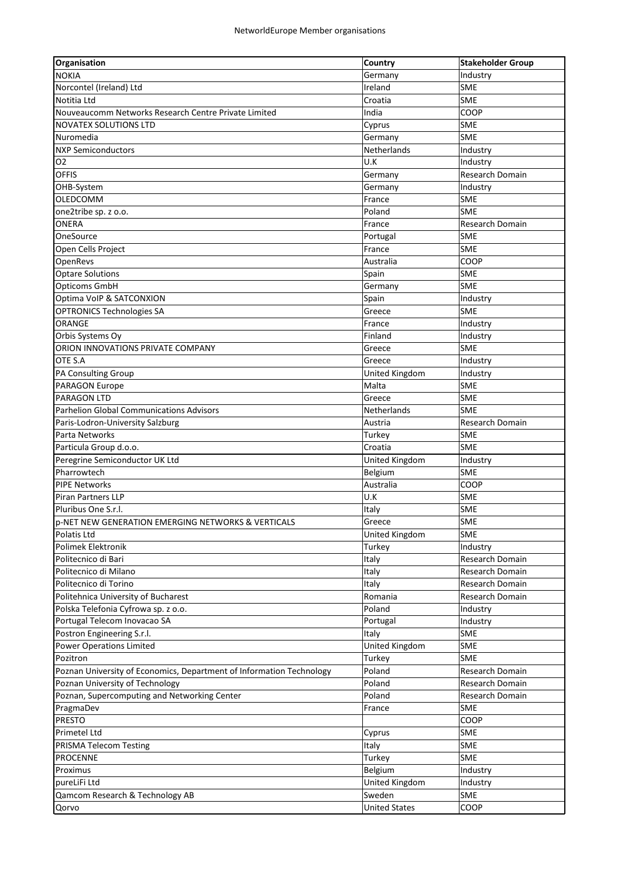NetworldEurope Member organisations

| Organisation | Country | Stakeholder Group |
|---|---|---|
| NOKIA | Germany | Industry |
| Norcontel (Ireland) Ltd | Ireland | SME |
| Notitia Ltd | Croatia | SME |
| Nouveaucomm Networks Research Centre Private Limited | India | COOP |
| NOVATEX SOLUTIONS LTD | Cyprus | SME |
| Nuromedia | Germany | SME |
| NXP Semiconductors | Netherlands | Industry |
| O2 | U.K | Industry |
| OFFIS | Germany | Research Domain |
| OHB-System | Germany | Industry |
| OLEDCOMM | France | SME |
| one2tribe sp. z o.o. | Poland | SME |
| ONERA | France | Research Domain |
| OneSource | Portugal | SME |
| Open Cells Project | France | SME |
| OpenRevs | Australia | COOP |
| Optare Solutions | Spain | SME |
| Opticoms GmbH | Germany | SME |
| Optima VoIP & SATCONXION | Spain | Industry |
| OPTRONICS Technologies SA | Greece | SME |
| ORANGE | France | Industry |
| Orbis Systems Oy | Finland | Industry |
| ORION INNOVATIONS PRIVATE COMPANY | Greece | SME |
| OTE S.A | Greece | Industry |
| PA Consulting Group | United Kingdom | Industry |
| PARAGON Europe | Malta | SME |
| PARAGON LTD | Greece | SME |
| Parhelion Global Communications Advisors | Netherlands | SME |
| Paris-Lodron-University Salzburg | Austria | Research Domain |
| Parta Networks | Turkey | SME |
| Particula Group d.o.o. | Croatia | SME |
| Peregrine Semiconductor UK Ltd | United Kingdom | Industry |
| Pharrowtech | Belgium | SME |
| PIPE Networks | Australia | COOP |
| Piran Partners LLP | U.K | SME |
| Pluribus One S.r.l. | Italy | SME |
| p-NET NEW GENERATION EMERGING NETWORKS & VERTICALS | Greece | SME |
| Polatis Ltd | United Kingdom | SME |
| Polimek Elektronik | Turkey | Industry |
| Politecnico di Bari | Italy | Research Domain |
| Politecnico di Milano | Italy | Research Domain |
| Politecnico di Torino | Italy | Research Domain |
| Politehnica University of Bucharest | Romania | Research Domain |
| Polska Telefonia Cyfrowa sp. z o.o. | Poland | Industry |
| Portugal Telecom Inovacao SA | Portugal | Industry |
| Postron Engineering S.r.l. | Italy | SME |
| Power Operations Limited | United Kingdom | SME |
| Pozitron | Turkey | SME |
| Poznan University of Economics, Department of Information Technology | Poland | Research Domain |
| Poznan University of Technology | Poland | Research Domain |
| Poznan, Supercomputing and Networking Center | Poland | Research Domain |
| PragmaDev | France | SME |
| PRESTO | | COOP |
| Primetel Ltd | Cyprus | SME |
| PRISMA Telecom Testing | Italy | SME |
| PROCENNE | Turkey | SME |
| Proximus | Belgium | Industry |
| pureLiFi Ltd | United Kingdom | Industry |
| Qamcom Research & Technology AB | Sweden | SME |
| Qorvo | United States | COOP |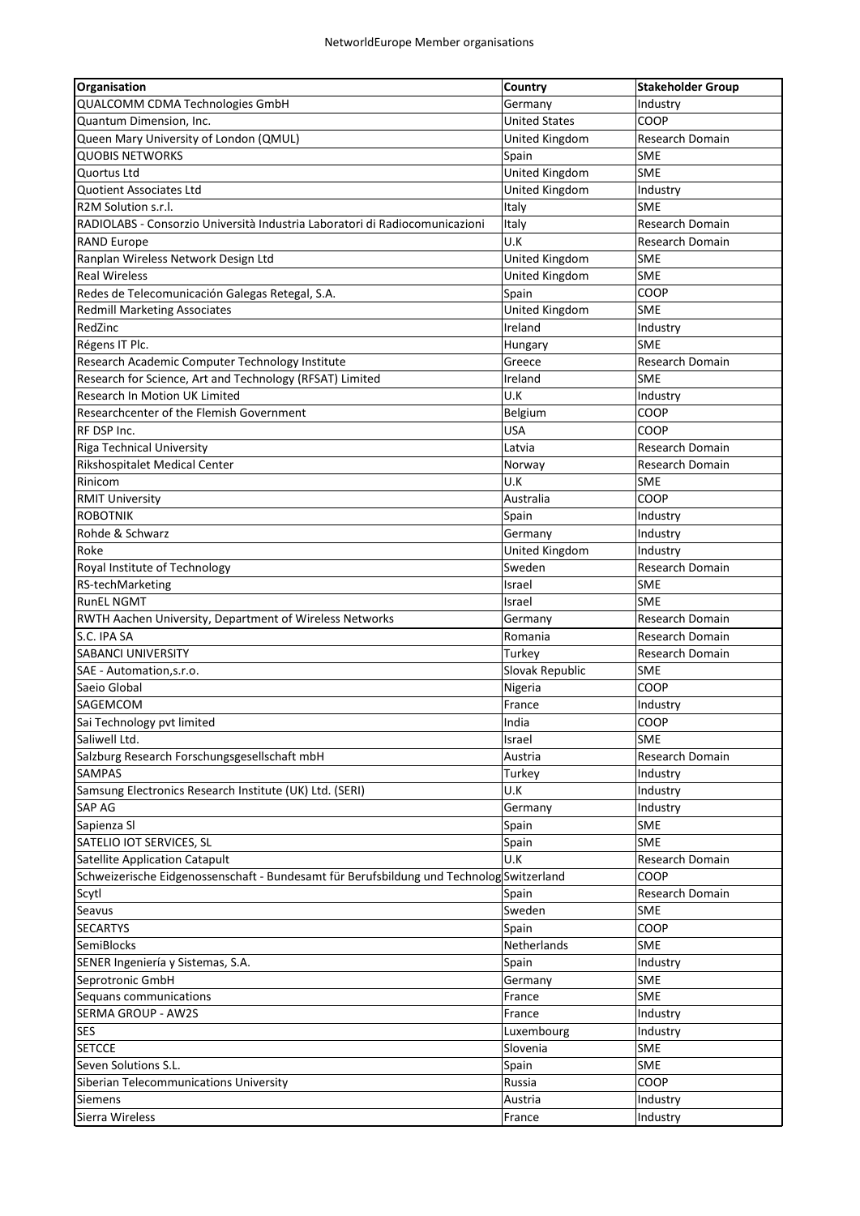| Organisation | Country | Stakeholder Group |
|---|---|---|
| QUALCOMM CDMA Technologies GmbH | Germany | Industry |
| Quantum Dimension, Inc. | United States | COOP |
| Queen Mary University of London (QMUL) | United Kingdom | Research Domain |
| QUOBIS NETWORKS | Spain | SME |
| Quortus Ltd | United Kingdom | SME |
| Quotient Associates Ltd | United Kingdom | Industry |
| R2M Solution s.r.l. | Italy | SME |
| RADIOLABS - Consorzio Università Industria Laboratori di Radiocomunicazioni | Italy | Research Domain |
| RAND Europe | U.K | Research Domain |
| Ranplan Wireless Network Design Ltd | United Kingdom | SME |
| Real Wireless | United Kingdom | SME |
| Redes de Telecomunicación Galegas Retegal, S.A. | Spain | COOP |
| Redmill Marketing Associates | United Kingdom | SME |
| RedZinc | Ireland | Industry |
| Régens IT Plc. | Hungary | SME |
| Research Academic Computer Technology Institute | Greece | Research Domain |
| Research for Science, Art and Technology (RFSAT) Limited | Ireland | SME |
| Research In Motion UK Limited | U.K | Industry |
| Researchcenter of the Flemish Government | Belgium | COOP |
| RF DSP Inc. | USA | COOP |
| Riga Technical University | Latvia | Research Domain |
| Rikshospitalet Medical Center | Norway | Research Domain |
| Rinicom | U.K | SME |
| RMIT University | Australia | COOP |
| ROBOTNIK | Spain | Industry |
| Rohde & Schwarz | Germany | Industry |
| Roke | United Kingdom | Industry |
| Royal Institute of Technology | Sweden | Research Domain |
| RS-techMarketing | Israel | SME |
| RunEL NGMT | Israel | SME |
| RWTH Aachen University, Department of Wireless Networks | Germany | Research Domain |
| S.C. IPA SA | Romania | Research Domain |
| SABANCI UNIVERSITY | Turkey | Research Domain |
| SAE - Automation,s.r.o. | Slovak Republic | SME |
| Saeio Global | Nigeria | COOP |
| SAGEMCOM | France | Industry |
| Sai Technology pvt limited | India | COOP |
| Saliwell Ltd. | Israel | SME |
| Salzburg Research Forschungsgesellschaft mbH | Austria | Research Domain |
| SAMPAS | Turkey | Industry |
| Samsung Electronics Research Institute (UK) Ltd. (SERI) | U.K | Industry |
| SAP AG | Germany | Industry |
| Sapienza Sl | Spain | SME |
| SATELIO IOT SERVICES, SL | Spain | SME |
| Satellite Application Catapult | U.K | Research Domain |
| Schweizerische Eidgenossenschaft - Bundesamt für Berufsbildung und Technolog | Switzerland | COOP |
| Scytl | Spain | Research Domain |
| Seavus | Sweden | SME |
| SECARTYS | Spain | COOP |
| SemiBlocks | Netherlands | SME |
| SENER Ingeniería y Sistemas, S.A. | Spain | Industry |
| Seprotronic GmbH | Germany | SME |
| Sequans communications | France | SME |
| SERMA GROUP - AW2S | France | Industry |
| SES | Luxembourg | Industry |
| SETCCE | Slovenia | SME |
| Seven Solutions S.L. | Spain | SME |
| Siberian Telecommunications University | Russia | COOP |
| Siemens | Austria | Industry |
| Sierra Wireless | France | Industry |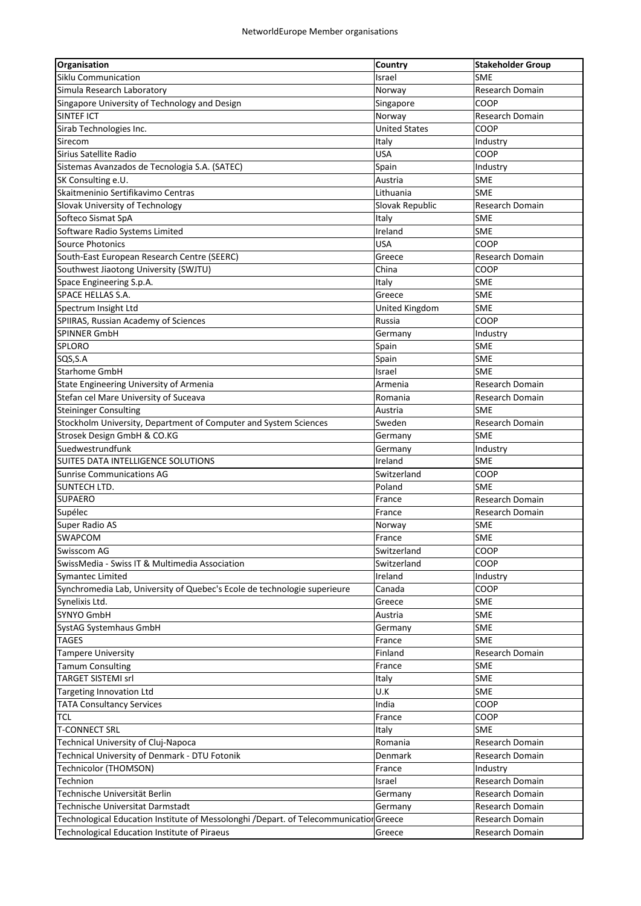| Organisation | Country | Stakeholder Group |
|---|---|---|
| Siklu Communication | Israel | SME |
| Simula Research Laboratory | Norway | Research Domain |
| Singapore University of Technology and Design | Singapore | COOP |
| SINTEF ICT | Norway | Research Domain |
| Sirab Technologies Inc. | United States | COOP |
| Sirecom | Italy | Industry |
| Sirius Satellite Radio | USA | COOP |
| Sistemas Avanzados de Tecnologia S.A. (SATEC) | Spain | Industry |
| SK Consulting e.U. | Austria | SME |
| Skaitmeninio Sertifikavimo Centras | Lithuania | SME |
| Slovak University of Technology | Slovak Republic | Research Domain |
| Softeco Sismat SpA | Italy | SME |
| Software Radio Systems Limited | Ireland | SME |
| Source Photonics | USA | COOP |
| South-East European Research Centre (SEERC) | Greece | Research Domain |
| Southwest Jiaotong University (SWJTU) | China | COOP |
| Space Engineering S.p.A. | Italy | SME |
| SPACE HELLAS S.A. | Greece | SME |
| Spectrum Insight Ltd | United Kingdom | SME |
| SPIIRAS, Russian Academy of Sciences | Russia | COOP |
| SPINNER GmbH | Germany | Industry |
| SPLORO | Spain | SME |
| SQS,S.A | Spain | SME |
| Starhome GmbH | Israel | SME |
| State Engineering University of Armenia | Armenia | Research Domain |
| Stefan cel Mare University of Suceava | Romania | Research Domain |
| Steininger Consulting | Austria | SME |
| Stockholm University, Department of Computer and System Sciences | Sweden | Research Domain |
| Strosek Design GmbH & CO.KG | Germany | SME |
| Suedwestrundfunk | Germany | Industry |
| SUITE5 DATA INTELLIGENCE SOLUTIONS | Ireland | SME |
| Sunrise Communications AG | Switzerland | COOP |
| SUNTECH LTD. | Poland | SME |
| SUPAERO | France | Research Domain |
| Supélec | France | Research Domain |
| Super Radio AS | Norway | SME |
| SWAPCOM | France | SME |
| Swisscom AG | Switzerland | COOP |
| SwissMedia - Swiss IT & Multimedia Association | Switzerland | COOP |
| Symantec Limited | Ireland | Industry |
| Synchromedia Lab, University of Quebec's Ecole de technologie superieure | Canada | COOP |
| Synelixis Ltd. | Greece | SME |
| SYNYO GmbH | Austria | SME |
| SystAG Systemhaus GmbH | Germany | SME |
| TAGES | France | SME |
| Tampere University | Finland | Research Domain |
| Tamum Consulting | France | SME |
| TARGET SISTEMI srl | Italy | SME |
| Targeting Innovation Ltd | U.K | SME |
| TATA Consultancy Services | India | COOP |
| TCL | France | COOP |
| T-CONNECT SRL | Italy | SME |
| Technical University of Cluj-Napoca | Romania | Research Domain |
| Technical University of Denmark - DTU Fotonik | Denmark | Research Domain |
| Technicolor (THOMSON) | France | Industry |
| Technion | Israel | Research Domain |
| Technische Universität Berlin | Germany | Research Domain |
| Technische Universitat Darmstadt | Germany | Research Domain |
| Technological Education Institute of Messolonghi /Depart. of Telecommunicatior | Greece | Research Domain |
| Technological Education Institute of Piraeus | Greece | Research Domain |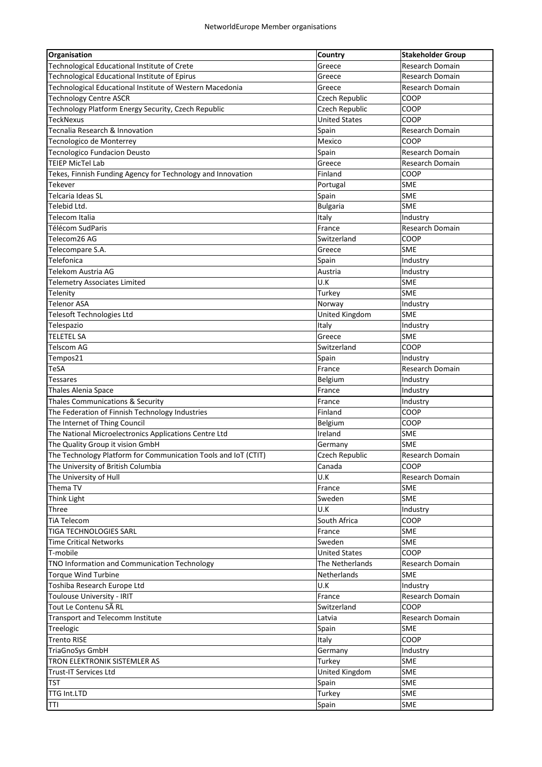| Organisation | Country | Stakeholder Group |
|---|---|---|
| Technological Educational Institute of Crete | Greece | Research Domain |
| Technological Educational Institute of Epirus | Greece | Research Domain |
| Technological Educational Institute of Western Macedonia | Greece | Research Domain |
| Technology Centre ASCR | Czech Republic | COOP |
| Technology Platform Energy Security, Czech Republic | Czech Republic | COOP |
| TeckNexus | United States | COOP |
| Tecnalia Research & Innovation | Spain | Research Domain |
| Tecnologico de Monterrey | Mexico | COOP |
| Tecnologico Fundacion Deusto | Spain | Research Domain |
| TEIEP MicTel Lab | Greece | Research Domain |
| Tekes, Finnish Funding Agency for Technology and Innovation | Finland | COOP |
| Tekever | Portugal | SME |
| Telcaria Ideas SL | Spain | SME |
| Telebid Ltd. | Bulgaria | SME |
| Telecom Italia | Italy | Industry |
| Télécom SudParis | France | Research Domain |
| Telecom26 AG | Switzerland | COOP |
| Telecompare S.A. | Greece | SME |
| Telefonica | Spain | Industry |
| Telekom Austria AG | Austria | Industry |
| Telemetry Associates Limited | U.K | SME |
| Telenity | Turkey | SME |
| Telenor ASA | Norway | Industry |
| Telesoft Technologies Ltd | United Kingdom | SME |
| Telespazio | Italy | Industry |
| TELETEL SA | Greece | SME |
| Telscom AG | Switzerland | COOP |
| Tempos21 | Spain | Industry |
| TeSA | France | Research Domain |
| Tessares | Belgium | Industry |
| Thales Alenia Space | France | Industry |
| Thales Communications & Security | France | Industry |
| The Federation of Finnish Technology Industries | Finland | COOP |
| The Internet of Thing Council | Belgium | COOP |
| The National Microelectronics Applications Centre Ltd | Ireland | SME |
| The Quality Group it vision GmbH | Germany | SME |
| The Technology Platform for Communication Tools and IoT (CTIT) | Czech Republic | Research Domain |
| The University of British Columbia | Canada | COOP |
| The University of Hull | U.K | Research Domain |
| Thema TV | France | SME |
| Think Light | Sweden | SME |
| Three | U.K | Industry |
| TiA Telecom | South Africa | COOP |
| TIGA TECHNOLOGIES SARL | France | SME |
| Time Critical Networks | Sweden | SME |
| T-mobile | United States | COOP |
| TNO Information and Communication Technology | The Netherlands | Research Domain |
| Torque Wind Turbine | Netherlands | SME |
| Toshiba Research Europe Ltd | U.K | Industry |
| Toulouse University - IRIT | France | Research Domain |
| Tout Le Contenu SÃ RL | Switzerland | COOP |
| Transport and Telecomm Institute | Latvia | Research Domain |
| Treelogic | Spain | SME |
| Trento RISE | Italy | COOP |
| TriaGnoSys GmbH | Germany | Industry |
| TRON ELEKTRONIK SISTEMLER AS | Turkey | SME |
| Trust-IT Services Ltd | United Kingdom | SME |
| TST | Spain | SME |
| TTG Int.LTD | Turkey | SME |
| TTI | Spain | SME |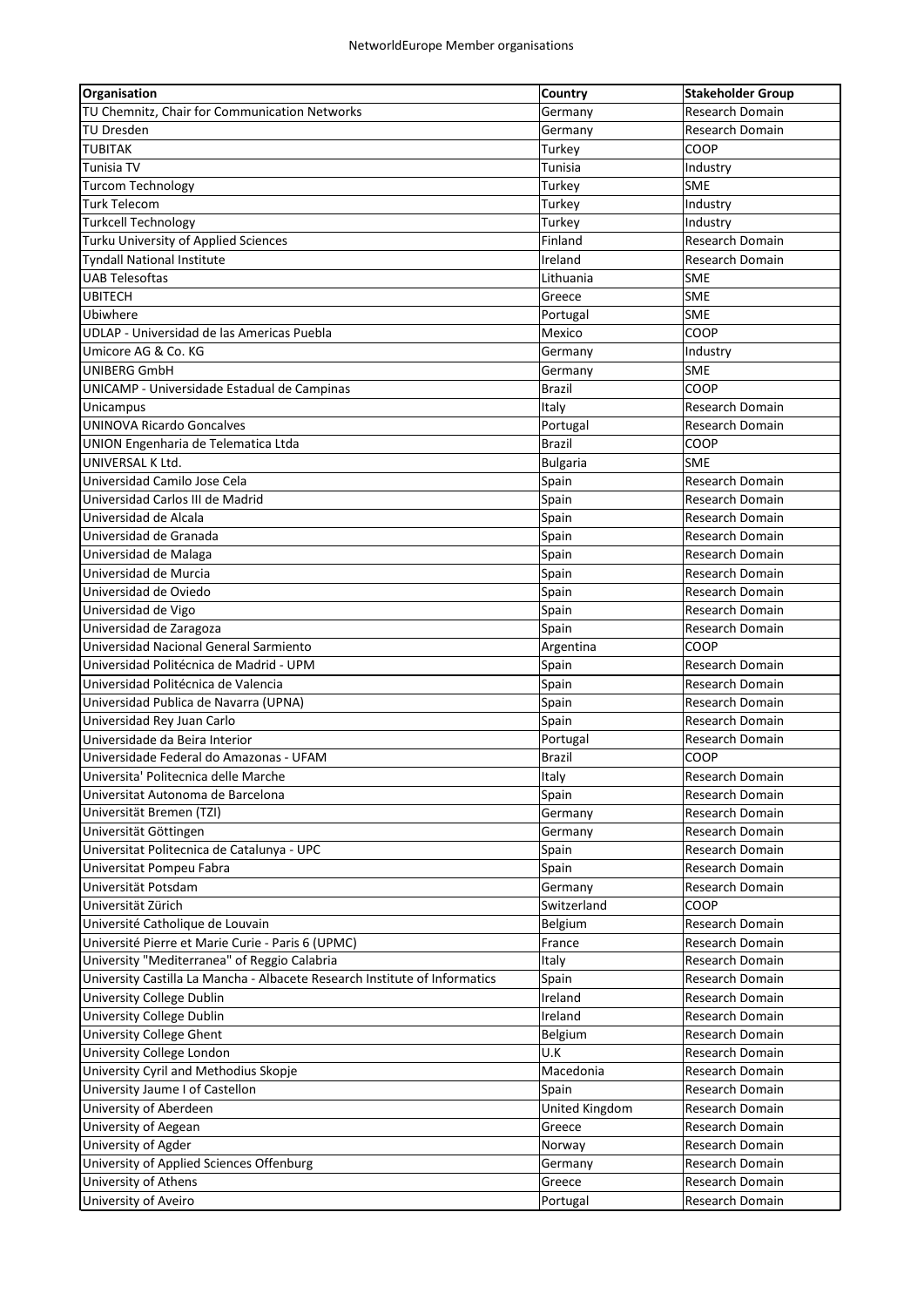| Organisation | Country | Stakeholder Group |
|---|---|---|
| TU Chemnitz, Chair for Communication Networks | Germany | Research Domain |
| TU Dresden | Germany | Research Domain |
| TUBITAK | Turkey | COOP |
| Tunisia TV | Tunisia | Industry |
| Turcom Technology | Turkey | SME |
| Turk Telecom | Turkey | Industry |
| Turkcell Technology | Turkey | Industry |
| Turku University of Applied Sciences | Finland | Research Domain |
| Tyndall National Institute | Ireland | Research Domain |
| UAB Telesoftas | Lithuania | SME |
| UBITECH | Greece | SME |
| Ubiwhere | Portugal | SME |
| UDLAP - Universidad de las Americas Puebla | Mexico | COOP |
| Umicore AG & Co. KG | Germany | Industry |
| UNIBERG GmbH | Germany | SME |
| UNICAMP - Universidade Estadual de Campinas | Brazil | COOP |
| Unicampus | Italy | Research Domain |
| UNINOVA Ricardo Goncalves | Portugal | Research Domain |
| UNION Engenharia de Telematica Ltda | Brazil | COOP |
| UNIVERSAL K Ltd. | Bulgaria | SME |
| Universidad Camilo Jose Cela | Spain | Research Domain |
| Universidad Carlos III de Madrid | Spain | Research Domain |
| Universidad de Alcala | Spain | Research Domain |
| Universidad de Granada | Spain | Research Domain |
| Universidad de Malaga | Spain | Research Domain |
| Universidad de Murcia | Spain | Research Domain |
| Universidad de Oviedo | Spain | Research Domain |
| Universidad de Vigo | Spain | Research Domain |
| Universidad de Zaragoza | Spain | Research Domain |
| Universidad Nacional General Sarmiento | Argentina | COOP |
| Universidad Politécnica de Madrid - UPM | Spain | Research Domain |
| Universidad Politécnica de Valencia | Spain | Research Domain |
| Universidad Publica de Navarra (UPNA) | Spain | Research Domain |
| Universidad Rey Juan Carlo | Spain | Research Domain |
| Universidade da Beira Interior | Portugal | Research Domain |
| Universidade Federal do Amazonas - UFAM | Brazil | COOP |
| Universita' Politecnica delle Marche | Italy | Research Domain |
| Universitat Autonoma de Barcelona | Spain | Research Domain |
| Universität Bremen (TZI) | Germany | Research Domain |
| Universität Göttingen | Germany | Research Domain |
| Universitat Politecnica de Catalunya - UPC | Spain | Research Domain |
| Universitat Pompeu Fabra | Spain | Research Domain |
| Universität Potsdam | Germany | Research Domain |
| Universität Zürich | Switzerland | COOP |
| Université Catholique de Louvain | Belgium | Research Domain |
| Université Pierre et Marie Curie - Paris 6 (UPMC) | France | Research Domain |
| University "Mediterranea" of Reggio Calabria | Italy | Research Domain |
| University Castilla La Mancha - Albacete Research Institute of Informatics | Spain | Research Domain |
| University College Dublin | Ireland | Research Domain |
| University College Dublin | Ireland | Research Domain |
| University College Ghent | Belgium | Research Domain |
| University College London | U.K | Research Domain |
| University Cyril and Methodius Skopje | Macedonia | Research Domain |
| University Jaume I of Castellon | Spain | Research Domain |
| University of Aberdeen | United Kingdom | Research Domain |
| University of Aegean | Greece | Research Domain |
| University of Agder | Norway | Research Domain |
| University of Applied Sciences Offenburg | Germany | Research Domain |
| University of Athens | Greece | Research Domain |
| University of Aveiro | Portugal | Research Domain |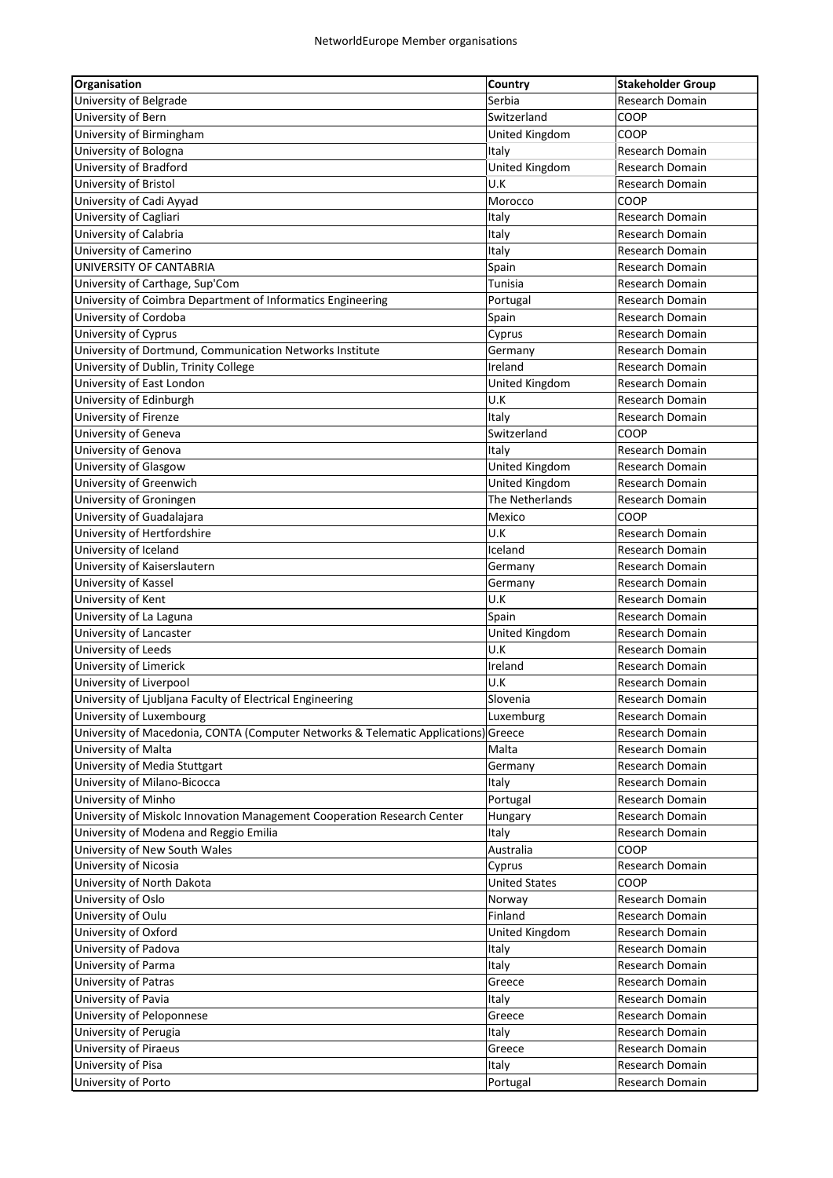| Organisation | Country | Stakeholder Group |
| --- | --- | --- |
| University of Belgrade | Serbia | Research Domain |
| University of Bern | Switzerland | COOP |
| University of Birmingham | United Kingdom | COOP |
| University of Bologna | Italy | Research Domain |
| University of Bradford | United Kingdom | Research Domain |
| University of Bristol | U.K | Research Domain |
| University of Cadi Ayyad | Morocco | COOP |
| University of Cagliari | Italy | Research Domain |
| University of Calabria | Italy | Research Domain |
| University of Camerino | Italy | Research Domain |
| UNIVERSITY OF CANTABRIA | Spain | Research Domain |
| University of Carthage, Sup'Com | Tunisia | Research Domain |
| University of Coimbra Department of Informatics Engineering | Portugal | Research Domain |
| University of Cordoba | Spain | Research Domain |
| University of Cyprus | Cyprus | Research Domain |
| University of Dortmund, Communication Networks Institute | Germany | Research Domain |
| University of Dublin, Trinity College | Ireland | Research Domain |
| University of East London | United Kingdom | Research Domain |
| University of Edinburgh | U.K | Research Domain |
| University of Firenze | Italy | Research Domain |
| University of Geneva | Switzerland | COOP |
| University of Genova | Italy | Research Domain |
| University of Glasgow | United Kingdom | Research Domain |
| University of Greenwich | United Kingdom | Research Domain |
| University of Groningen | The Netherlands | Research Domain |
| University of Guadalajara | Mexico | COOP |
| University of Hertfordshire | U.K | Research Domain |
| University of Iceland | Iceland | Research Domain |
| University of Kaiserslautern | Germany | Research Domain |
| University of Kassel | Germany | Research Domain |
| University of Kent | U.K | Research Domain |
| University of La Laguna | Spain | Research Domain |
| University of Lancaster | United Kingdom | Research Domain |
| University of Leeds | U.K | Research Domain |
| University of Limerick | Ireland | Research Domain |
| University of Liverpool | U.K | Research Domain |
| University of Ljubljana Faculty of Electrical Engineering | Slovenia | Research Domain |
| University of Luxembourg | Luxemburg | Research Domain |
| University of Macedonia, CONTA (Computer Networks & Telematic Applications) | Greece | Research Domain |
| University of Malta | Malta | Research Domain |
| University of Media Stuttgart | Germany | Research Domain |
| University of Milano-Bicocca | Italy | Research Domain |
| University of Minho | Portugal | Research Domain |
| University of Miskolc Innovation Management Cooperation Research Center | Hungary | Research Domain |
| University of Modena and Reggio Emilia | Italy | Research Domain |
| University of New South Wales | Australia | COOP |
| University of Nicosia | Cyprus | Research Domain |
| University of North Dakota | United States | COOP |
| University of Oslo | Norway | Research Domain |
| University of Oulu | Finland | Research Domain |
| University of Oxford | United Kingdom | Research Domain |
| University of Padova | Italy | Research Domain |
| University of Parma | Italy | Research Domain |
| University of Patras | Greece | Research Domain |
| University of Pavia | Italy | Research Domain |
| University of Peloponnese | Greece | Research Domain |
| University of Perugia | Italy | Research Domain |
| University of Piraeus | Greece | Research Domain |
| University of Pisa | Italy | Research Domain |
| University of Porto | Portugal | Research Domain |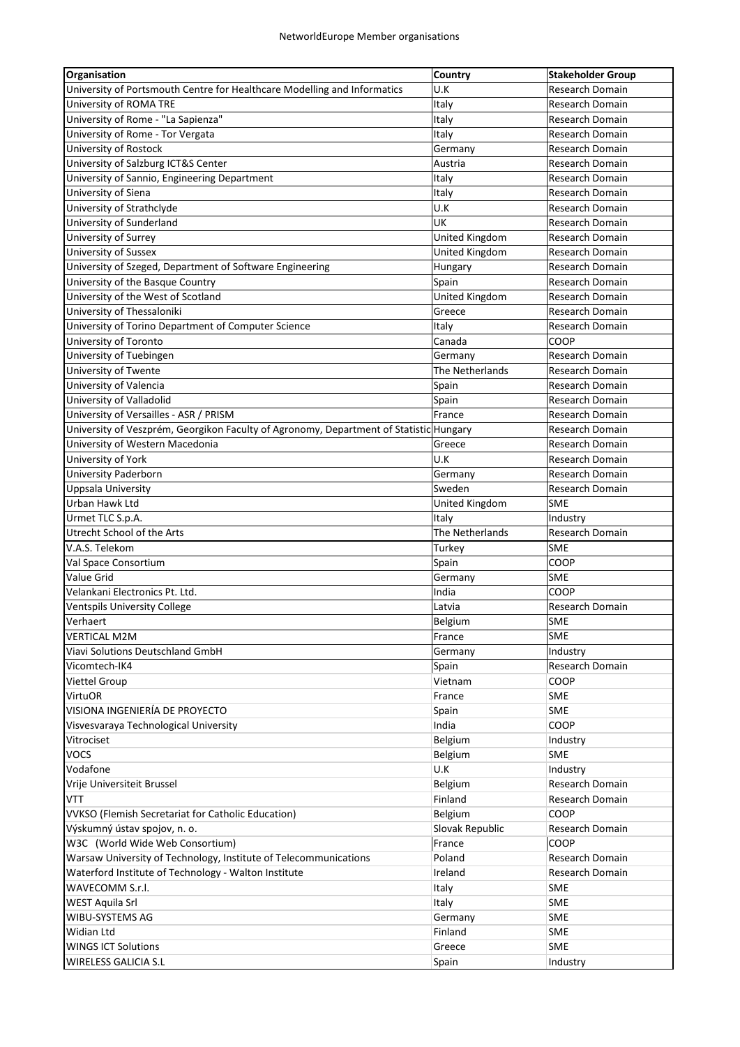| Organisation | Country | Stakeholder Group |
|---|---|---|
| University of Portsmouth Centre for Healthcare Modelling and Informatics | U.K | Research Domain |
| University of ROMA TRE | Italy | Research Domain |
| University of Rome - "La Sapienza" | Italy | Research Domain |
| University of Rome - Tor Vergata | Italy | Research Domain |
| University of Rostock | Germany | Research Domain |
| University of Salzburg ICT&S Center | Austria | Research Domain |
| University of Sannio, Engineering Department | Italy | Research Domain |
| University of Siena | Italy | Research Domain |
| University of Strathclyde | U.K | Research Domain |
| University of Sunderland | UK | Research Domain |
| University of Surrey | United Kingdom | Research Domain |
| University of Sussex | United Kingdom | Research Domain |
| University of Szeged, Department of Software Engineering | Hungary | Research Domain |
| University of the Basque Country | Spain | Research Domain |
| University of the West of Scotland | United Kingdom | Research Domain |
| University of Thessaloniki | Greece | Research Domain |
| University of Torino Department of Computer Science | Italy | Research Domain |
| University of Toronto | Canada | COOP |
| University of Tuebingen | Germany | Research Domain |
| University of Twente | The Netherlands | Research Domain |
| University of Valencia | Spain | Research Domain |
| University of Valladolid | Spain | Research Domain |
| University of Versailles - ASR / PRISM | France | Research Domain |
| University of Veszprém, Georgikon Faculty of Agronomy, Department of Statistic | Hungary | Research Domain |
| University of Western Macedonia | Greece | Research Domain |
| University of York | U.K | Research Domain |
| University Paderborn | Germany | Research Domain |
| Uppsala University | Sweden | Research Domain |
| Urban Hawk Ltd | United Kingdom | SME |
| Urmet TLC S.p.A. | Italy | Industry |
| Utrecht School of the Arts | The Netherlands | Research Domain |
| V.A.S. Telekom | Turkey | SME |
| Val Space Consortium | Spain | COOP |
| Value Grid | Germany | SME |
| Velankani Electronics Pt. Ltd. | India | COOP |
| Ventspils University College | Latvia | Research Domain |
| Verhaert | Belgium | SME |
| VERTICAL M2M | France | SME |
| Viavi Solutions Deutschland GmbH | Germany | Industry |
| Vicomtech-IK4 | Spain | Research Domain |
| Viettel Group | Vietnam | COOP |
| VirtuOR | France | SME |
| VISIONA INGENIERÍA DE PROYECTO | Spain | SME |
| Visvesvaraya Technological University | India | COOP |
| Vitrociset | Belgium | Industry |
| VOCS | Belgium | SME |
| Vodafone | U.K | Industry |
| Vrije Universiteit Brussel | Belgium | Research Domain |
| VTT | Finland | Research Domain |
| VVKSO (Flemish Secretariat for Catholic Education) | Belgium | COOP |
| Výskumný ústav spojov, n. o. | Slovak Republic | Research Domain |
| W3C (World Wide Web Consortium) | France | COOP |
| Warsaw University of Technology, Institute of Telecommunications | Poland | Research Domain |
| Waterford Institute of Technology - Walton Institute | Ireland | Research Domain |
| WAVECOMM S.r.l. | Italy | SME |
| WEST Aquila Srl | Italy | SME |
| WIBU-SYSTEMS AG | Germany | SME |
| Widian Ltd | Finland | SME |
| WINGS ICT Solutions | Greece | SME |
| WIRELESS GALICIA S.L | Spain | Industry |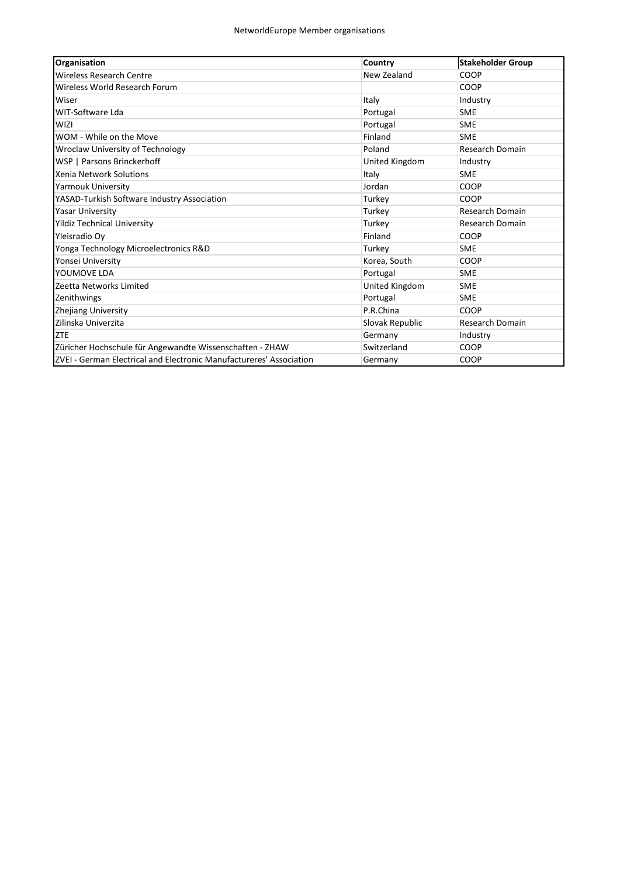| Organisation | Country | Stakeholder Group |
| --- | --- | --- |
| Wireless Research Centre | New Zealand | COOP |
| Wireless World Research Forum | | COOP |
| Wiser | Italy | Industry |
| WIT-Software Lda | Portugal | SME |
| WIZI | Portugal | SME |
| WOM - While on the Move | Finland | SME |
| Wroclaw University of Technology | Poland | Research Domain |
| WSP \| Parsons Brinckerhoff | United Kingdom | Industry |
| Xenia Network Solutions | Italy | SME |
| Yarmouk University | Jordan | COOP |
| YASAD-Turkish Software Industry Association | Turkey | COOP |
| Yasar University | Turkey | Research Domain |
| Yildiz Technical University | Turkey | Research Domain |
| Yleisradio Oy | Finland | COOP |
| Yonga Technology Microelectronics R&D | Turkey | SME |
| Yonsei University | Korea, South | COOP |
| YOUMOVE LDA | Portugal | SME |
| Zeetta Networks Limited | United Kingdom | SME |
| Zenithwings | Portugal | SME |
| Zhejiang University | P.R.China | COOP |
| Zilinska Univerzita | Slovak Republic | Research Domain |
| ZTE | Germany | Industry |
| Züricher Hochschule für Angewandte Wissenschaften - ZHAW | Switzerland | COOP |
| ZVEI - German Electrical and Electronic Manufactureres' Association | Germany | COOP |